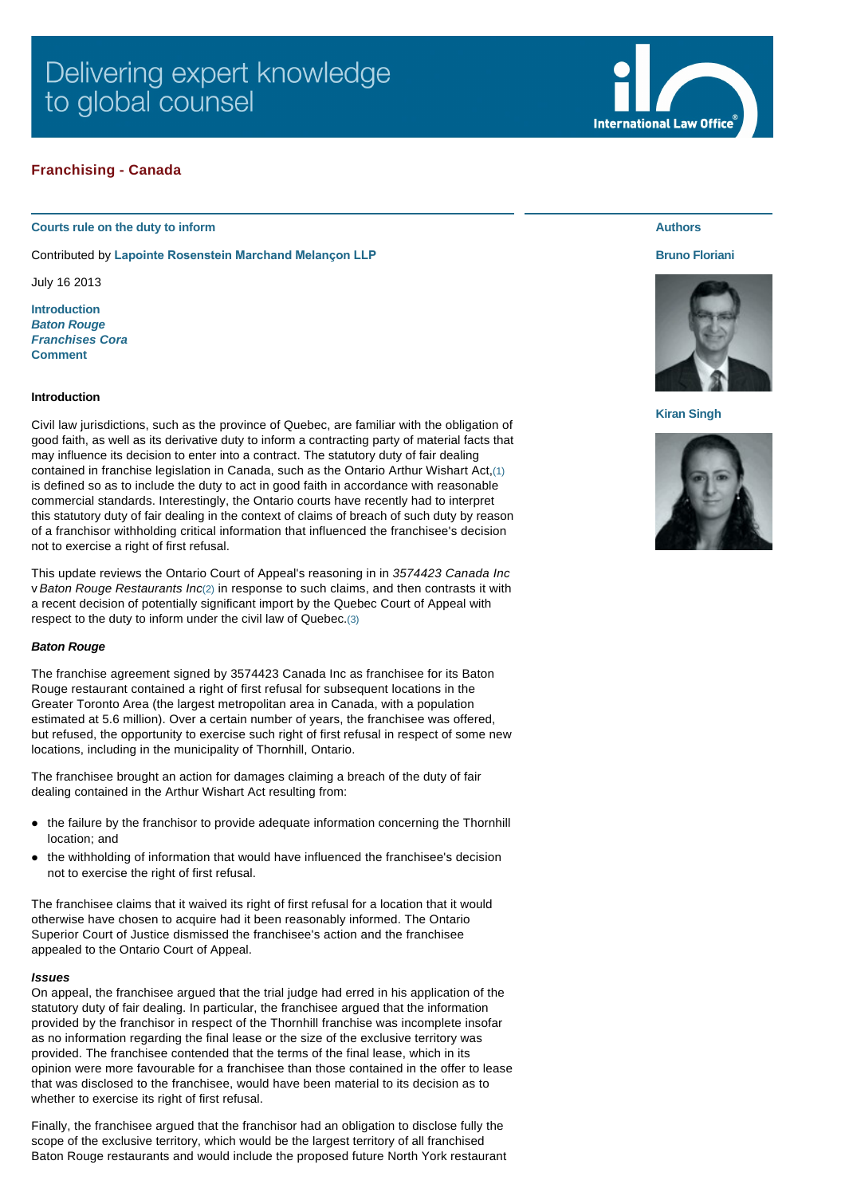Delivering expert knowledge to global counsel

## Franchising - Canada

### Courts rule on the duty to inform

Contributed by **Lapointe Rosenstein Marchand Melançon LLP**

July 16 2013

**Introduction**
***Baton Rouge***
***Franchises Cora***
**Comment**

**Authors**

**Bruno Floriani**

**Kiran Singh**

#### Introduction

Civil law jurisdictions, such as the province of Quebec, are familiar with the obligation of good faith, as well as its derivative duty to inform a contracting party of material facts that may influence its decision to enter into a contract. The statutory duty of fair dealing contained in franchise legislation in Canada, such as the Ontario Arthur Wishart Act,(1) is defined so as to include the duty to act in good faith in accordance with reasonable commercial standards. Interestingly, the Ontario courts have recently had to interpret this statutory duty of fair dealing in the context of claims of breach of such duty by reason of a franchisor withholding critical information that influenced the franchisee's decision not to exercise a right of first refusal.

This update reviews the Ontario Court of Appeal's reasoning in in *3574423 Canada Inc* v *Baton Rouge Restaurants Inc*(2) in response to such claims, and then contrasts it with a recent decision of potentially significant import by the Quebec Court of Appeal with respect to the duty to inform under the civil law of Quebec.(3)

#### *Baton Rouge*

The franchise agreement signed by 3574423 Canada Inc as franchisee for its Baton Rouge restaurant contained a right of first refusal for subsequent locations in the Greater Toronto Area (the largest metropolitan area in Canada, with a population estimated at 5.6 million). Over a certain number of years, the franchisee was offered, but refused, the opportunity to exercise such right of first refusal in respect of some new locations, including in the municipality of Thornhill, Ontario.

The franchisee brought an action for damages claiming a breach of the duty of fair dealing contained in the Arthur Wishart Act resulting from:

- the failure by the franchisor to provide adequate information concerning the Thornhill location; and
- the withholding of information that would have influenced the franchisee's decision not to exercise the right of first refusal.

The franchisee claims that it waived its right of first refusal for a location that it would otherwise have chosen to acquire had it been reasonably informed. The Ontario Superior Court of Justice dismissed the franchisee's action and the franchisee appealed to the Ontario Court of Appeal.

***Issues***
On appeal, the franchisee argued that the trial judge had erred in his application of the statutory duty of fair dealing. In particular, the franchisee argued that the information provided by the franchisor in respect of the Thornhill franchise was incomplete insofar as no information regarding the final lease or the size of the exclusive territory was provided. The franchisee contended that the terms of the final lease, which in its opinion were more favourable for a franchisee than those contained in the offer to lease that was disclosed to the franchisee, would have been material to its decision as to whether to exercise its right of first refusal.

Finally, the franchisee argued that the franchisor had an obligation to disclose fully the scope of the exclusive territory, which would be the largest territory of all franchised Baton Rouge restaurants and would include the proposed future North York restaurant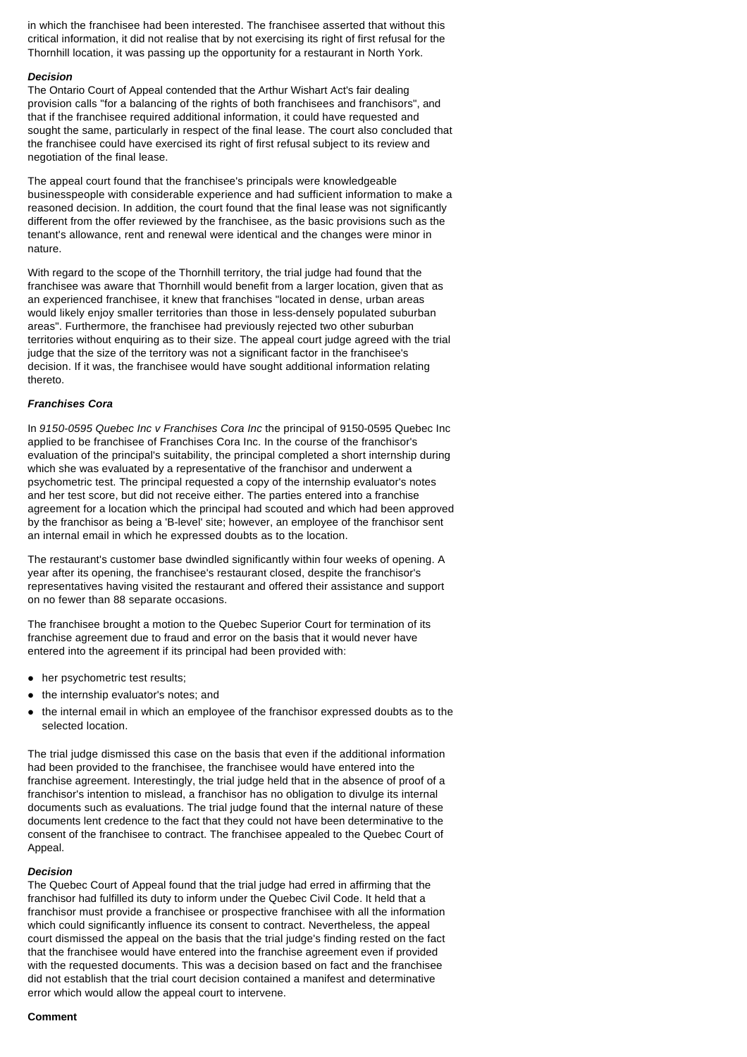in which the franchisee had been interested. The franchisee asserted that without this critical information, it did not realise that by not exercising its right of first refusal for the Thornhill location, it was passing up the opportunity for a restaurant in North York.

***Decision***

The Ontario Court of Appeal contended that the Arthur Wishart Act's fair dealing provision calls "for a balancing of the rights of both franchisees and franchisors", and that if the franchisee required additional information, it could have requested and sought the same, particularly in respect of the final lease. The court also concluded that the franchisee could have exercised its right of first refusal subject to its review and negotiation of the final lease.

The appeal court found that the franchisee's principals were knowledgeable businesspeople with considerable experience and had sufficient information to make a reasoned decision. In addition, the court found that the final lease was not significantly different from the offer reviewed by the franchisee, as the basic provisions such as the tenant's allowance, rent and renewal were identical and the changes were minor in nature.

With regard to the scope of the Thornhill territory, the trial judge had found that the franchisee was aware that Thornhill would benefit from a larger location, given that as an experienced franchisee, it knew that franchises "located in dense, urban areas would likely enjoy smaller territories than those in less-densely populated suburban areas". Furthermore, the franchisee had previously rejected two other suburban territories without enquiring as to their size. The appeal court judge agreed with the trial judge that the size of the territory was not a significant factor in the franchisee's decision. If it was, the franchisee would have sought additional information relating thereto.

***Franchises Cora***

In *9150-0595 Quebec Inc v Franchises Cora Inc* the principal of 9150-0595 Quebec Inc applied to be franchisee of Franchises Cora Inc. In the course of the franchisor's evaluation of the principal's suitability, the principal completed a short internship during which she was evaluated by a representative of the franchisor and underwent a psychometric test. The principal requested a copy of the internship evaluator's notes and her test score, but did not receive either. The parties entered into a franchise agreement for a location which the principal had scouted and which had been approved by the franchisor as being a 'B-level' site; however, an employee of the franchisor sent an internal email in which he expressed doubts as to the location.

The restaurant's customer base dwindled significantly within four weeks of opening. A year after its opening, the franchisee's restaurant closed, despite the franchisor's representatives having visited the restaurant and offered their assistance and support on no fewer than 88 separate occasions.

The franchisee brought a motion to the Quebec Superior Court for termination of its franchise agreement due to fraud and error on the basis that it would never have entered into the agreement if its principal had been provided with:

- her psychometric test results;
- the internship evaluator's notes; and
- the internal email in which an employee of the franchisor expressed doubts as to the selected location.

The trial judge dismissed this case on the basis that even if the additional information had been provided to the franchisee, the franchisee would have entered into the franchise agreement. Interestingly, the trial judge held that in the absence of proof of a franchisor's intention to mislead, a franchisor has no obligation to divulge its internal documents such as evaluations. The trial judge found that the internal nature of these documents lent credence to the fact that they could not have been determinative to the consent of the franchisee to contract. The franchisee appealed to the Quebec Court of Appeal.

***Decision***

The Quebec Court of Appeal found that the trial judge had erred in affirming that the franchisor had fulfilled its duty to inform under the Quebec Civil Code. It held that a franchisor must provide a franchisee or prospective franchisee with all the information which could significantly influence its consent to contract. Nevertheless, the appeal court dismissed the appeal on the basis that the trial judge's finding rested on the fact that the franchisee would have entered into the franchise agreement even if provided with the requested documents. This was a decision based on fact and the franchisee did not establish that the trial court decision contained a manifest and determinative error which would allow the appeal court to intervene.

**Comment**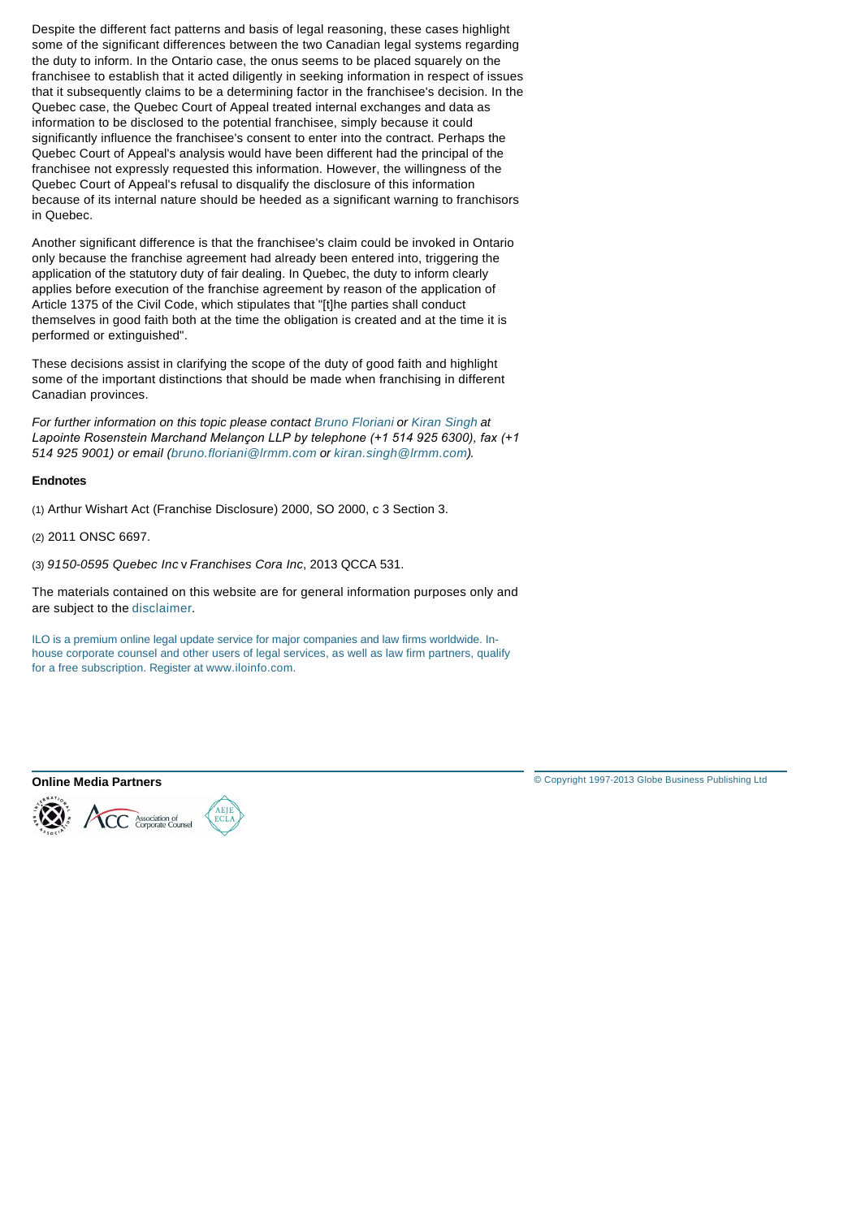Despite the different fact patterns and basis of legal reasoning, these cases highlight some of the significant differences between the two Canadian legal systems regarding the duty to inform. In the Ontario case, the onus seems to be placed squarely on the franchisee to establish that it acted diligently in seeking information in respect of issues that it subsequently claims to be a determining factor in the franchisee's decision. In the Quebec case, the Quebec Court of Appeal treated internal exchanges and data as information to be disclosed to the potential franchisee, simply because it could significantly influence the franchisee's consent to enter into the contract. Perhaps the Quebec Court of Appeal's analysis would have been different had the principal of the franchisee not expressly requested this information. However, the willingness of the Quebec Court of Appeal's refusal to disqualify the disclosure of this information because of its internal nature should be heeded as a significant warning to franchisors in Quebec.

Another significant difference is that the franchisee's claim could be invoked in Ontario only because the franchise agreement had already been entered into, triggering the application of the statutory duty of fair dealing. In Quebec, the duty to inform clearly applies before execution of the franchise agreement by reason of the application of Article 1375 of the Civil Code, which stipulates that "[t]he parties shall conduct themselves in good faith both at the time the obligation is created and at the time it is performed or extinguished".

These decisions assist in clarifying the scope of the duty of good faith and highlight some of the important distinctions that should be made when franchising in different Canadian provinces.

*For further information on this topic please contact Bruno Floriani or Kiran Singh at Lapointe Rosenstein Marchand Melançon LLP by telephone (+1 514 925 6300), fax (+1 514 925 9001) or email (bruno.floriani@lrmm.com or kiran.singh@lrmm.com).*

**Endnotes**

(1) Arthur Wishart Act (Franchise Disclosure) 2000, SO 2000, c 3 Section 3.

(2) 2011 ONSC 6697.

(3) *9150-0595 Quebec Inc* v *Franchises Cora Inc*, 2013 QCCA 531.

The materials contained on this website are for general information purposes only and are subject to the disclaimer.

ILO is a premium online legal update service for major companies and law firms worldwide. In-house corporate counsel and other users of legal services, as well as law firm partners, qualify for a free subscription. Register at www.iloinfo.com.

**Online Media Partners**

© Copyright 1997-2013 Globe Business Publishing Ltd